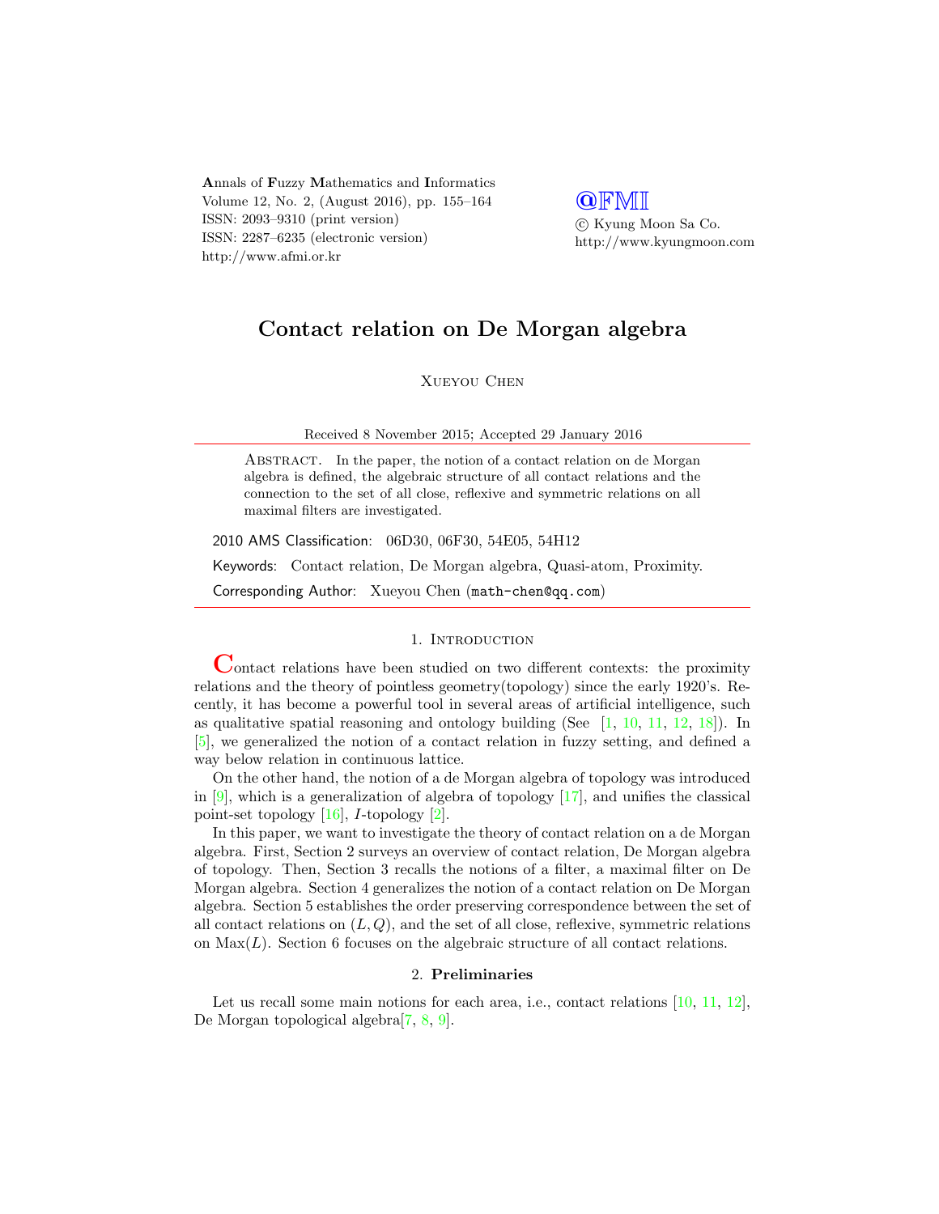Annals of Fuzzy Mathematics and Informatics
Volume 12, No. 2, (August 2016), pp. 155–164
ISSN: 2093–9310 (print version)
ISSN: 2287–6235 (electronic version)
http://www.afmi.or.kr

@FMI
© Kyung Moon Sa Co.
http://www.kyungmoon.com

# Contact relation on De Morgan algebra

Xueyou Chen

Received 8 November 2015; Accepted 29 January 2016

Abstract. In the paper, the notion of a contact relation on de Morgan algebra is defined, the algebraic structure of all contact relations and the connection to the set of all close, reflexive and symmetric relations on all maximal filters are investigated.

2010 AMS Classification: 06D30, 06F30, 54E05, 54H12

Keywords: Contact relation, De Morgan algebra, Quasi-atom, Proximity.

Corresponding Author: Xueyou Chen (math-chen@qq.com)

## 1. Introduction

Contact relations have been studied on two different contexts: the proximity relations and the theory of pointless geometry(topology) since the early 1920's. Recently, it has become a powerful tool in several areas of artificial intelligence, such as qualitative spatial reasoning and ontology building (See [1, 10, 11, 12, 18]). In [5], we generalized the notion of a contact relation in fuzzy setting, and defined a way below relation in continuous lattice.

On the other hand, the notion of a de Morgan algebra of topology was introduced in [9], which is a generalization of algebra of topology [17], and unifies the classical point-set topology [16], $I$-topology [2].

In this paper, we want to investigate the theory of contact relation on a de Morgan algebra. First, Section 2 surveys an overview of contact relation, De Morgan algebra of topology. Then, Section 3 recalls the notions of a filter, a maximal filter on De Morgan algebra. Section 4 generalizes the notion of a contact relation on De Morgan algebra. Section 5 establishes the order preserving correspondence between the set of all contact relations on $(L, Q)$, and the set of all close, reflexive, symmetric relations on $\mathrm{Max}(L)$. Section 6 focuses on the algebraic structure of all contact relations.

## 2. Preliminaries

Let us recall some main notions for each area, i.e., contact relations [10, 11, 12], De Morgan topological algebra[7, 8, 9].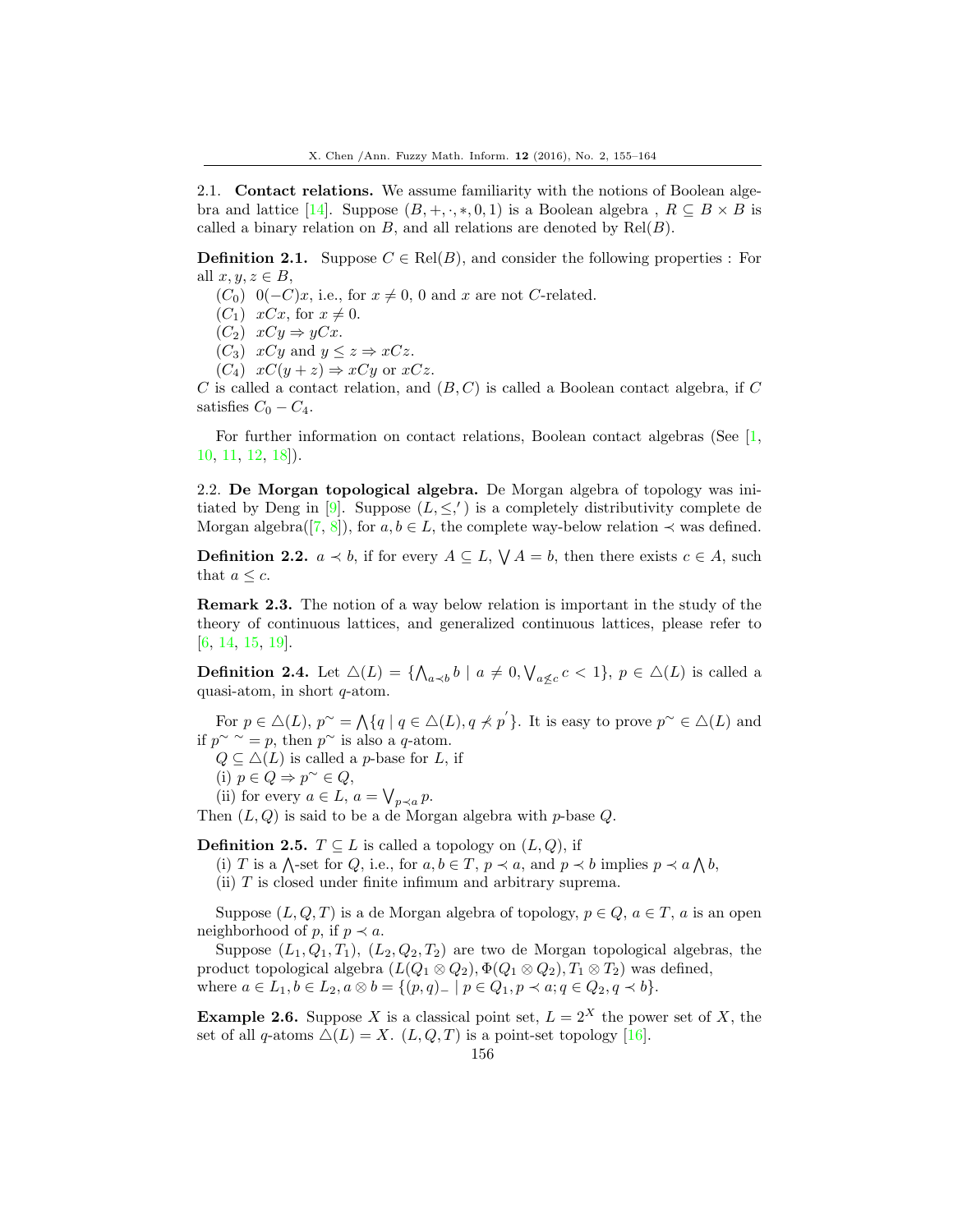2.1. **Contact relations.** We assume familiarity with the notions of Boolean algebra and lattice [14]. Suppose $(B, +, \cdot, *, 0, 1)$ is a Boolean algebra , $R \subseteq B \times B$ is called a binary relation on $B$, and all relations are denoted by $\mathrm{Rel}(B)$.

**Definition 2.1.** Suppose $C \in \mathrm{Rel}(B)$, and consider the following properties : For all $x, y, z \in B$,

($C_0$) $0(-C)x$, i.e., for $x \neq 0$, 0 and $x$ are not $C$-related.

($C_1$) $xCx$, for $x \neq 0$.

($C_2$) $xCy \Rightarrow yCx$.

($C_3$) $xCy$ and $y \leq z \Rightarrow xCz$.

($C_4$) $xC(y+z) \Rightarrow xCy$ or $xCz$.

$C$ is called a contact relation, and $(B, C)$ is called a Boolean contact algebra, if $C$ satisfies $C_0 - C_4$.

For further information on contact relations, Boolean contact algebras (See [1, 10, 11, 12, 18]).

2.2. **De Morgan topological algebra.** De Morgan algebra of topology was initiated by Deng in [9]. Suppose $(L, \leq, ')$ is a completely distributivity complete de Morgan algebra([7, 8]), for $a, b \in L$, the complete way-below relation $\prec$ was defined.

**Definition 2.2.** $a \prec b$, if for every $A \subseteq L$, $\bigvee A = b$, then there exists $c \in A$, such that $a \leq c$.

**Remark 2.3.** The notion of a way below relation is important in the study of the theory of continuous lattices, and generalized continuous lattices, please refer to [6, 14, 15, 19].

**Definition 2.4.** Let $\triangle(L) = \{\bigwedge_{a \prec b} b \mid a \neq 0, \bigvee_{a \not\leq c} c < 1\}$, $p \in \triangle(L)$ is called a quasi-atom, in short $q$-atom.

For $p \in \triangle(L)$, $p^{\sim} = \bigwedge\{q \mid q \in \triangle(L), q \not\prec p'\}$. It is easy to prove $p^{\sim} \in \triangle(L)$ and if $p^{\sim\,\sim} = p$, then $p^{\sim}$ is also a $q$-atom.

$Q \subseteq \triangle(L)$ is called a $p$-base for $L$, if

(i) $p \in Q \Rightarrow p^{\sim} \in Q$,

(ii) for every $a \in L$, $a = \bigvee_{p \prec a} p$.

Then $(L, Q)$ is said to be a de Morgan algebra with $p$-base $Q$.

**Definition 2.5.** $T \subseteq L$ is called a topology on $(L, Q)$, if

(i) $T$ is a $\bigwedge$-set for $Q$, i.e., for $a, b \in T$, $p \prec a$, and $p \prec b$ implies $p \prec a \bigwedge b$,

(ii) $T$ is closed under finite infimum and arbitrary suprema.

Suppose $(L, Q, T)$ is a de Morgan algebra of topology, $p \in Q$, $a \in T$, $a$ is an open neighborhood of $p$, if $p \prec a$.

Suppose $(L_1, Q_1, T_1)$, $(L_2, Q_2, T_2)$ are two de Morgan topological algebras, the product topological algebra $(L(Q_1 \otimes Q_2), \Phi(Q_1 \otimes Q_2), T_1 \otimes T_2)$ was defined, where $a \in L_1, b \in L_2, a \otimes b = \{(p, q)_- \mid p \in Q_1, p \prec a; q \in Q_2, q \prec b\}$.

**Example 2.6.** Suppose $X$ is a classical point set, $L = 2^X$ the power set of $X$, the set of all $q$-atoms $\triangle(L) = X$. $(L, Q, T)$ is a point-set topology [16].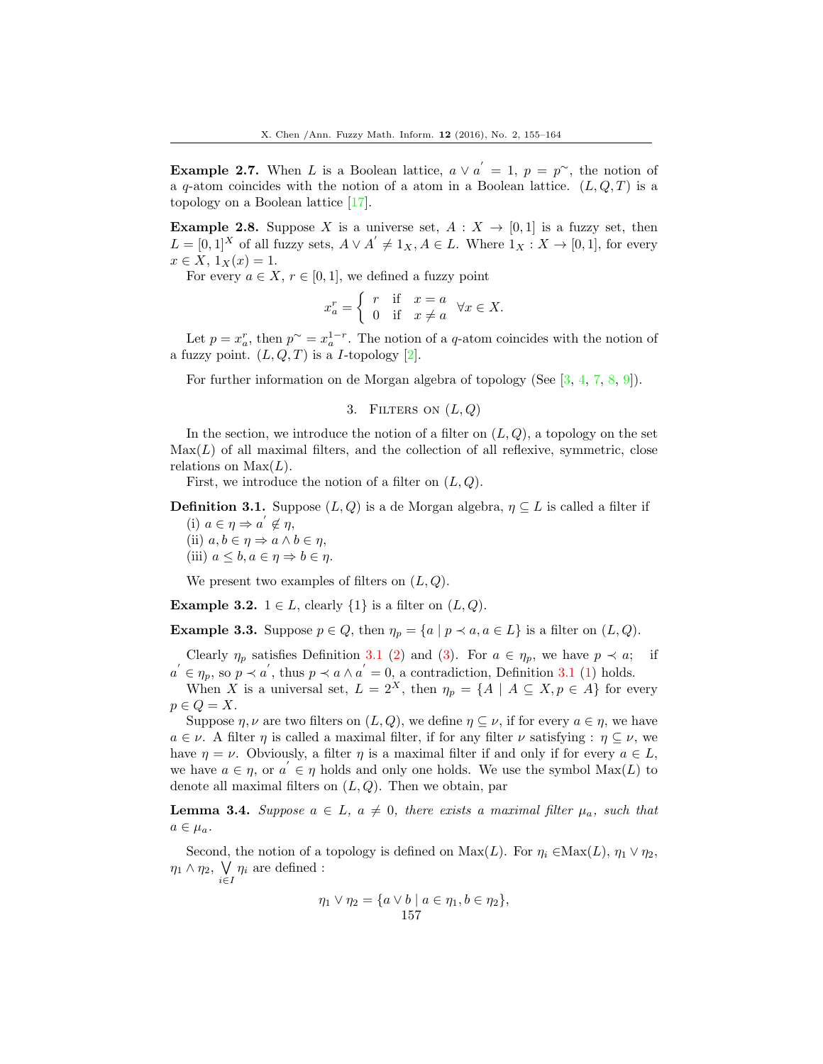**Example 2.7.** When $L$ is a Boolean lattice, $a \vee a^{'} = 1$, $p = p^{\sim}$, the notion of a $q$-atom coincides with the notion of a atom in a Boolean lattice. $(L, Q, T)$ is a topology on a Boolean lattice [17].

**Example 2.8.** Suppose $X$ is a universe set, $A : X \to [0, 1]$ is a fuzzy set, then $L = [0, 1]^X$ of all fuzzy sets, $A \vee A^{'} \neq 1_X, A \in L$. Where $1_X : X \to [0, 1]$, for every $x \in X$, $1_X(x) = 1$.

For every $a \in X$, $r \in [0, 1]$, we defined a fuzzy point

$$x_a^r = \left\{ \begin{array}{lll} r & \text{if} & x = a \\ 0 & \text{if} & x \neq a \end{array} \right. \quad \forall x \in X.$$

Let $p = x_a^r$, then $p^{\sim} = x_a^{1-r}$. The notion of a $q$-atom coincides with the notion of a fuzzy point. $(L, Q, T)$ is a $I$-topology [2].

For further information on de Morgan algebra of topology (See [3, 4, 7, 8, 9]).

## 3. Filters on $(L, Q)$

In the section, we introduce the notion of a filter on $(L, Q)$, a topology on the set $\text{Max}(L)$ of all maximal filters, and the collection of all reflexive, symmetric, close relations on $\text{Max}(L)$.

First, we introduce the notion of a filter on $(L, Q)$.

**Definition 3.1.** Suppose $(L, Q)$ is a de Morgan algebra, $\eta \subseteq L$ is called a filter if

(i) $a \in \eta \Rightarrow a^{'} \notin \eta$,

(ii) $a, b \in \eta \Rightarrow a \wedge b \in \eta$,

(iii) $a \leq b, a \in \eta \Rightarrow b \in \eta$.

We present two examples of filters on $(L, Q)$.

**Example 3.2.** $1 \in L$, clearly $\{1\}$ is a filter on $(L, Q)$.

**Example 3.3.** Suppose $p \in Q$, then $\eta_p = \{a \mid p \prec a, a \in L\}$ is a filter on $(L, Q)$.

Clearly $\eta_p$ satisfies Definition 3.1 (2) and (3). For $a \in \eta_p$, we have $p \prec a$; if $a^{'} \in \eta_p$, so $p \prec a^{'}$, thus $p \prec a \wedge a^{'} = 0$, a contradiction, Definition 3.1 (1) holds.

When $X$ is a universal set, $L = 2^X$, then $\eta_p = \{A \mid A \subseteq X, p \in A\}$ for every $p \in Q = X$.

Suppose $\eta, \nu$ are two filters on $(L, Q)$, we define $\eta \subseteq \nu$, if for every $a \in \eta$, we have $a \in \nu$. A filter $\eta$ is called a maximal filter, if for any filter $\nu$ satisfying : $\eta \subseteq \nu$, we have $\eta = \nu$. Obviously, a filter $\eta$ is a maximal filter if and only if for every $a \in L$, we have $a \in \eta$, or $a^{'} \in \eta$ holds and only one holds. We use the symbol $\text{Max}(L)$ to denote all maximal filters on $(L, Q)$. Then we obtain, par

**Lemma 3.4.** *Suppose $a \in L$, $a \neq 0$, there exists a maximal filter $\mu_a$, such that $a \in \mu_a$.*

Second, the notion of a topology is defined on $\text{Max}(L)$. For $\eta_i \in \text{Max}(L)$, $\eta_1 \vee \eta_2$, $\eta_1 \wedge \eta_2$, $\bigvee_{i \in I} \eta_i$ are defined :

$$\eta_1 \vee \eta_2 = \{a \vee b \mid a \in \eta_1, b \in \eta_2\},$$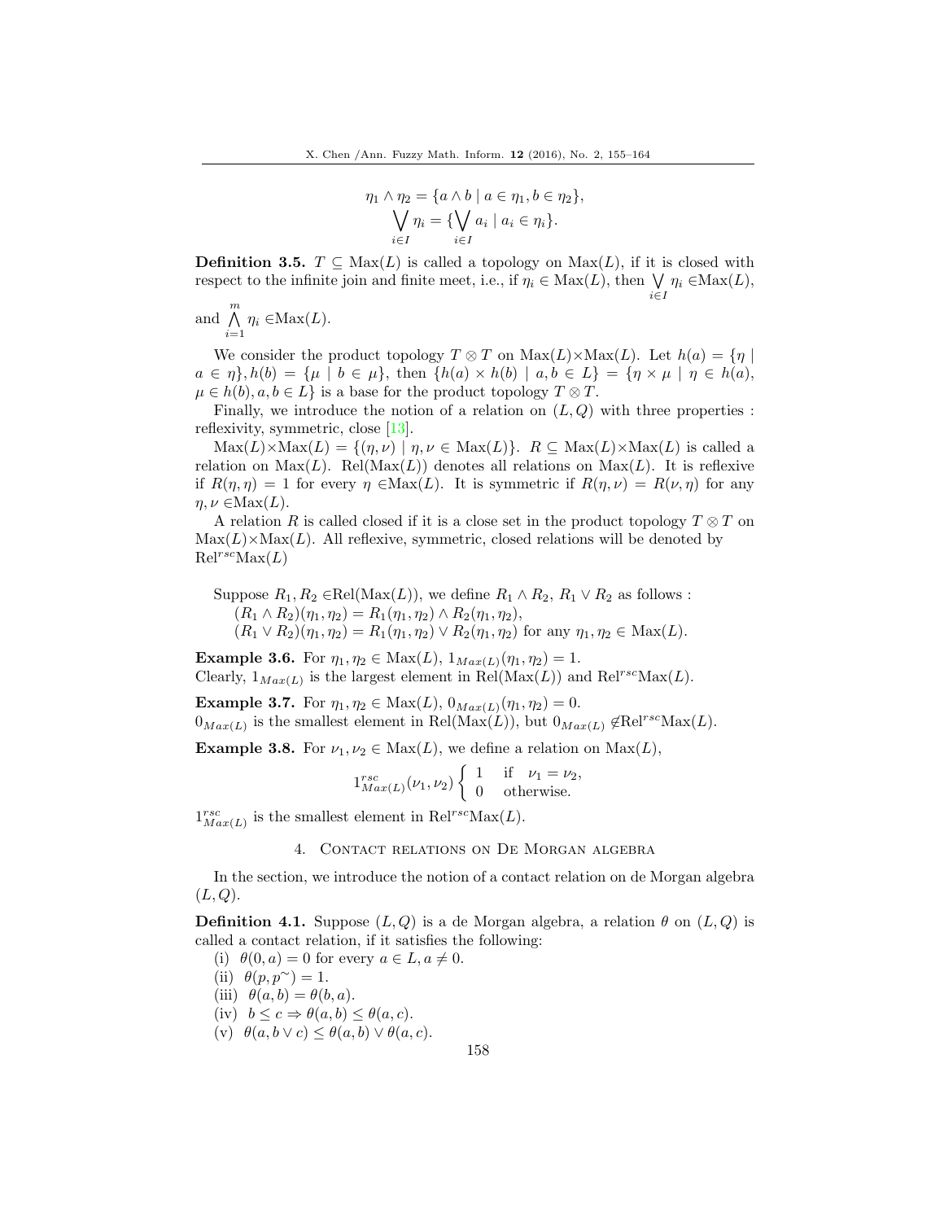$$\eta_1 \wedge \eta_2 = \{a \wedge b \mid a \in \eta_1, b \in \eta_2\},$$
$$\bigvee_{i \in I} \eta_i = \{\bigvee_{i \in I} a_i \mid a_i \in \eta_i\}.$$

**Definition 3.5.** $T \subseteq \text{Max}(L)$ is called a topology on $\text{Max}(L)$, if it is closed with respect to the infinite join and finite meet, i.e., if $\eta_i \in \text{Max}(L)$, then $\bigvee_{i \in I} \eta_i \in \text{Max}(L)$, and $\bigwedge_{i=1}^{m} \eta_i \in \text{Max}(L)$.

We consider the product topology $T \otimes T$ on $\text{Max}(L) \times \text{Max}(L)$. Let $h(a) = \{\eta \mid a \in \eta\}, h(b) = \{\mu \mid b \in \mu\}$, then $\{h(a) \times h(b) \mid a, b \in L\} = \{\eta \times \mu \mid \eta \in h(a), \mu \in h(b), a, b \in L\}$ is a base for the product topology $T \otimes T$.

Finally, we introduce the notion of a relation on $(L, Q)$ with three properties : reflexivity, symmetric, close [13].

$\text{Max}(L) \times \text{Max}(L) = \{(\eta, \nu) \mid \eta, \nu \in \text{Max}(L)\}$. $R \subseteq \text{Max}(L) \times \text{Max}(L)$ is called a relation on $\text{Max}(L)$. $\text{Rel}(\text{Max}(L))$ denotes all relations on $\text{Max}(L)$. It is reflexive if $R(\eta, \eta) = 1$ for every $\eta \in \text{Max}(L)$. It is symmetric if $R(\eta, \nu) = R(\nu, \eta)$ for any $\eta, \nu \in \text{Max}(L)$.

A relation $R$ is called closed if it is a close set in the product topology $T \otimes T$ on $\text{Max}(L) \times \text{Max}(L)$. All reflexive, symmetric, closed relations will be denoted by $\text{Rel}^{rsc}\text{Max}(L)$

Suppose $R_1, R_2 \in \text{Rel}(\text{Max}(L))$, we define $R_1 \wedge R_2$, $R_1 \vee R_2$ as follows :
$(R_1 \wedge R_2)(\eta_1, \eta_2) = R_1(\eta_1, \eta_2) \wedge R_2(\eta_1, \eta_2)$,
$(R_1 \vee R_2)(\eta_1, \eta_2) = R_1(\eta_1, \eta_2) \vee R_2(\eta_1, \eta_2)$ for any $\eta_1, \eta_2 \in \text{Max}(L)$.

**Example 3.6.** For $\eta_1, \eta_2 \in \text{Max}(L)$, $1_{Max(L)}(\eta_1, \eta_2) = 1$.
Clearly, $1_{Max(L)}$ is the largest element in $\text{Rel}(\text{Max}(L))$ and $\text{Rel}^{rsc}\text{Max}(L)$.

**Example 3.7.** For $\eta_1, \eta_2 \in \text{Max}(L)$, $0_{Max(L)}(\eta_1, \eta_2) = 0$.
$0_{Max(L)}$ is the smallest element in $\text{Rel}(\text{Max}(L))$, but $0_{Max(L)} \notin \text{Rel}^{rsc}\text{Max}(L)$.

**Example 3.8.** For $\nu_1, \nu_2 \in \text{Max}(L)$, we define a relation on $\text{Max}(L)$,

$$1^{rsc}_{Max(L)}(\nu_1, \nu_2) \begin{cases} 1 & \text{if} \quad \nu_1 = \nu_2, \\ 0 & \text{otherwise.} \end{cases}$$

$1^{rsc}_{Max(L)}$ is the smallest element in $\text{Rel}^{rsc}\text{Max}(L)$.

## 4. Contact relations on De Morgan algebra

In the section, we introduce the notion of a contact relation on de Morgan algebra $(L, Q)$.

**Definition 4.1.** Suppose $(L, Q)$ is a de Morgan algebra, a relation $\theta$ on $(L, Q)$ is called a contact relation, if it satisfies the following:

(i) $\theta(0, a) = 0$ for every $a \in L, a \neq 0$.
(ii) $\theta(p, p^{\sim}) = 1$.
(iii) $\theta(a, b) = \theta(b, a)$.
(iv) $b \leq c \Rightarrow \theta(a, b) \leq \theta(a, c)$.
(v) $\theta(a, b \vee c) \leq \theta(a, b) \vee \theta(a, c)$.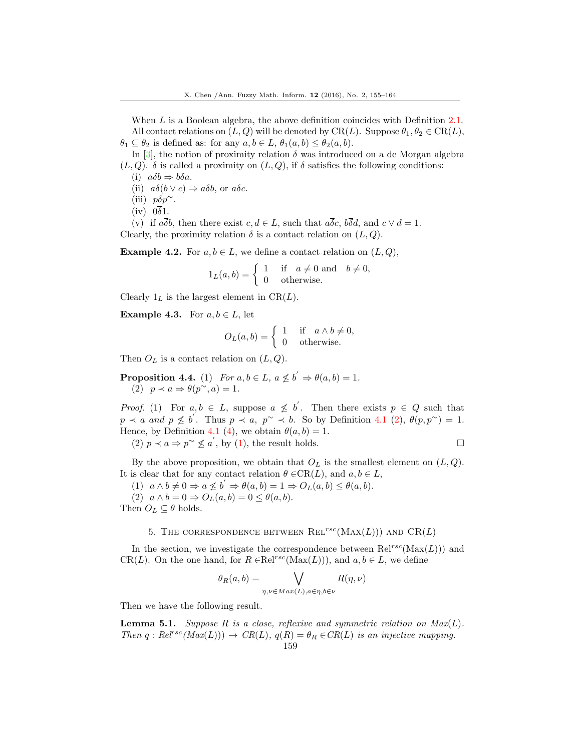When $L$ is a Boolean algebra, the above definition coincides with Definition 2.1.

All contact relations on $(L, Q)$ will be denoted by CR($L$). Suppose $\theta_1, \theta_2 \in$ CR($L$), $\theta_1 \subseteq \theta_2$ is defined as: for any $a, b \in L$, $\theta_1(a, b) \leq \theta_2(a, b)$.

In [3], the notion of proximity relation $\delta$ was introduced on a de Morgan algebra $(L, Q)$. $\delta$ is called a proximity on $(L, Q)$, if $\delta$ satisfies the following conditions:

(i) $a\delta b \Rightarrow b\delta a$.

(ii) $a\delta(b \vee c) \Rightarrow a\delta b$, or $a\delta c$.

(iii) $p\delta p^{\sim}$.

(iv) $0\overline{\delta}1$.

(v) if $a\overline{\delta}b$, then there exist $c, d \in L$, such that $a\overline{\delta}c$, $b\overline{\delta}d$, and $c \vee d = 1$.

Clearly, the proximity relation $\delta$ is a contact relation on $(L, Q)$.

**Example 4.2.** For $a, b \in L$, we define a contact relation on $(L, Q)$,

$$1_L(a, b) = \begin{cases} 1 & \text{if} \quad a \neq 0 \text{ and } \quad b \neq 0, \\ 0 & \text{otherwise}. \end{cases}$$

Clearly $1_L$ is the largest element in CR($L$).

**Example 4.3.** For $a, b \in L$, let

$$O_L(a, b) = \begin{cases} 1 & \text{if} \quad a \wedge b \neq 0, \\ 0 & \text{otherwise}. \end{cases}$$

Then $O_L$ is a contact relation on $(L, Q)$.

**Proposition 4.4.** (1) *For $a, b \in L$, $a \not\leq b^{'} \Rightarrow \theta(a, b) = 1$.*

(2) $p \prec a \Rightarrow \theta(p^{\sim}, a) = 1$.

*Proof.* (1) For $a, b \in L$, suppose $a \not\leq b^{'}$. Then there exists $p \in Q$ such that $p \prec a$ *and* $p \not\leq b^{'}$. Thus $p \prec a$, $p^{\sim} \prec b$. So by Definition 4.1 (2), $\theta(p, p^{\sim}) = 1$. Hence, by Definition 4.1 (4), we obtain $\theta(a, b) = 1$.

(2) $p \prec a \Rightarrow p^{\sim} \not\leq a^{'}$, by (1), the result holds. □

By the above proposition, we obtain that $O_L$ is the smallest element on $(L, Q)$. It is clear that for any contact relation $\theta \in$CR($L$), and $a, b \in L$,

(1) $a \wedge b \neq 0 \Rightarrow a \not\leq b^{'} \Rightarrow \theta(a, b) = 1 \Rightarrow O_L(a, b) \leq \theta(a, b)$.

(2) $a \wedge b = 0 \Rightarrow O_L(a, b) = 0 \leq \theta(a, b)$.

Then $O_L \subseteq \theta$ holds.

## 5. The correspondence between Rel$^{rsc}$(Max($L$))) and CR($L$)

In the section, we investigate the correspondence between Rel$^{rsc}$(Max($L$))) and CR($L$). On the one hand, for $R \in$Rel$^{rsc}$(Max($L$))), and $a, b \in L$, we define

$$\theta_R(a, b) = \bigvee_{\eta, \nu \in Max(L), a \in \eta, b \in \nu} R(\eta, \nu)$$

Then we have the following result.

**Lemma 5.1.** *Suppose $R$ is a close, reflexive and symmetric relation on $Max(L)$. Then $q : Rel^{rsc}(Max(L))) \to CR(L)$, $q(R) = \theta_R \in CR(L)$ is an injective mapping.*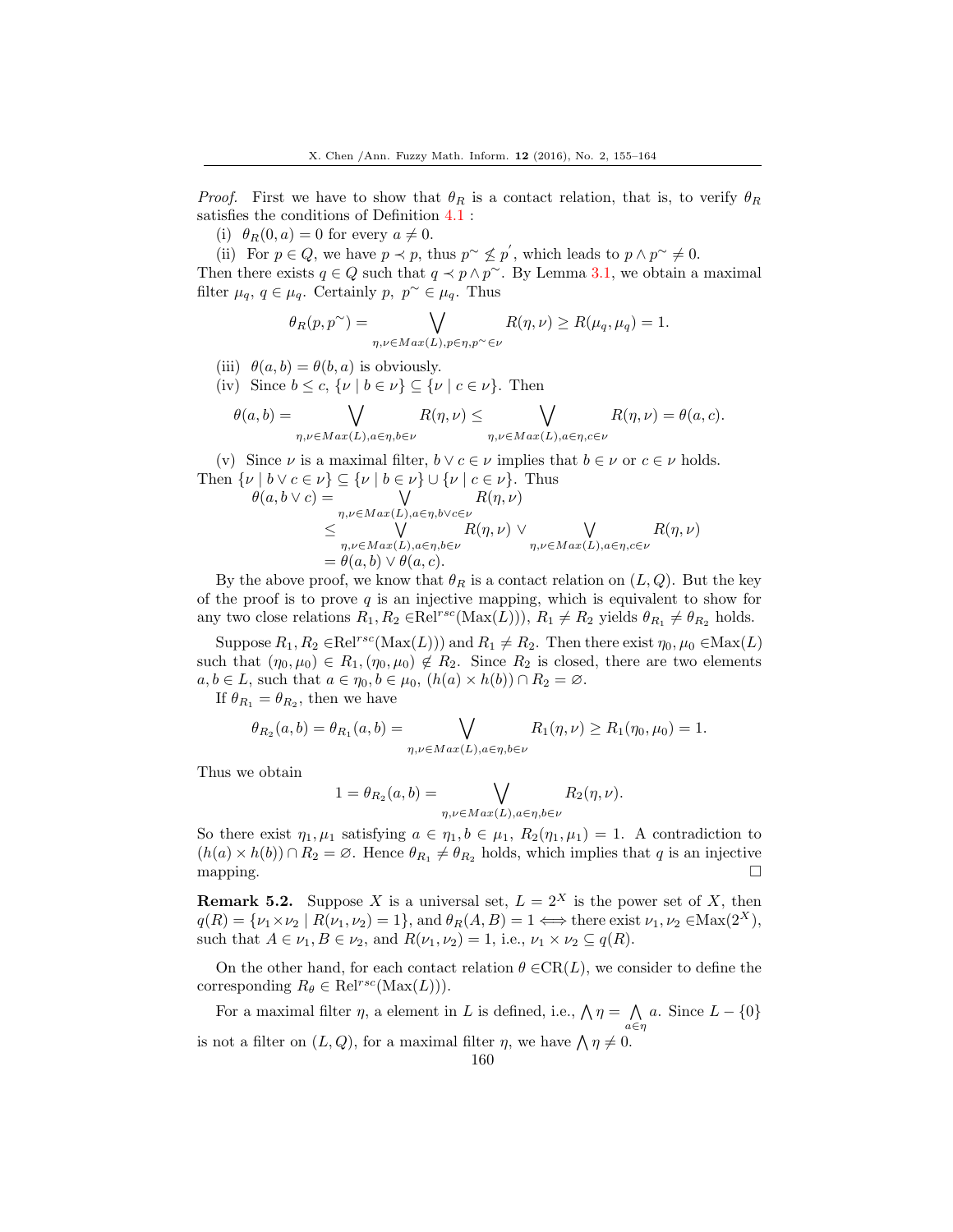*Proof.* First we have to show that $\theta_R$ is a contact relation, that is, to verify $\theta_R$ satisfies the conditions of Definition 4.1 :

(i) $\theta_R(0, a) = 0$ for every $a \neq 0$.

(ii) For $p \in Q$, we have $p \prec p$, thus $p^{\sim} \not\leq p^{'}$, which leads to $p \wedge p^{\sim} \neq 0$. Then there exists $q \in Q$ such that $q \prec p \wedge p^{\sim}$. By Lemma 3.1, we obtain a maximal filter $\mu_q$, $q \in \mu_q$. Certainly $p$, $p^{\sim} \in \mu_q$. Thus

$$\theta_R(p, p^{\sim}) = \bigvee_{\eta,\nu \in Max(L), p \in \eta, p^{\sim} \in \nu} R(\eta, \nu) \geq R(\mu_q, \mu_q) = 1.$$

(iii) $\theta(a, b) = \theta(b, a)$ is obviously.

(iv) Since $b \leq c$, $\{\nu \mid b \in \nu\} \subseteq \{\nu \mid c \in \nu\}$. Then

$$\theta(a, b) = \bigvee_{\eta,\nu \in Max(L), a \in \eta, b \in \nu} R(\eta, \nu) \leq \bigvee_{\eta,\nu \in Max(L), a \in \eta, c \in \nu} R(\eta, \nu) = \theta(a, c).$$

(v) Since $\nu$ is a maximal filter, $b \vee c \in \nu$ implies that $b \in \nu$ or $c \in \nu$ holds. Then $\{\nu \mid b \vee c \in \nu\} \subseteq \{\nu \mid b \in \nu\} \cup \{\nu \mid c \in \nu\}$. Thus

$$\begin{aligned}
\theta(a, b \vee c) &= \bigvee_{\eta,\nu \in Max(L), a \in \eta, b \vee c \in \nu} R(\eta, \nu) \\
&\leq \bigvee_{\eta,\nu \in Max(L), a \in \eta, b \in \nu} R(\eta, \nu) \vee \bigvee_{\eta,\nu \in Max(L), a \in \eta, c \in \nu} R(\eta, \nu) \\
&= \theta(a, b) \vee \theta(a, c).
\end{aligned}$$

By the above proof, we know that $\theta_R$ is a contact relation on $(L, Q)$. But the key of the proof is to prove $q$ is an injective mapping, which is equivalent to show for any two close relations $R_1, R_2 \in \text{Rel}^{rsc}(\text{Max}(L)))$, $R_1 \neq R_2$ yields $\theta_{R_1} \neq \theta_{R_2}$ holds.

Suppose $R_1, R_2 \in \text{Rel}^{rsc}(\text{Max}(L)))$ and $R_1 \neq R_2$. Then there exist $\eta_0, \mu_0 \in \text{Max}(L)$ such that $(\eta_0, \mu_0) \in R_1, (\eta_0, \mu_0) \notin R_2$. Since $R_2$ is closed, there are two elements $a, b \in L$, such that $a \in \eta_0, b \in \mu_0$, $(h(a) \times h(b)) \cap R_2 = \varnothing$.

If $\theta_{R_1} = \theta_{R_2}$, then we have

$$\theta_{R_2}(a, b) = \theta_{R_1}(a, b) = \bigvee_{\eta,\nu \in Max(L), a \in \eta, b \in \nu} R_1(\eta, \nu) \geq R_1(\eta_0, \mu_0) = 1.$$

Thus we obtain

$$1 = \theta_{R_2}(a, b) = \bigvee_{\eta,\nu \in Max(L), a \in \eta, b \in \nu} R_2(\eta, \nu).$$

So there exist $\eta_1, \mu_1$ satisfying $a \in \eta_1, b \in \mu_1$, $R_2(\eta_1, \mu_1) = 1$. A contradiction to $(h(a) \times h(b)) \cap R_2 = \varnothing$. Hence $\theta_{R_1} \neq \theta_{R_2}$ holds, which implies that $q$ is an injective mapping. $\square$

**Remark 5.2.** Suppose $X$ is a universal set, $L = 2^X$ is the power set of $X$, then $q(R) = \{\nu_1 \times \nu_2 \mid R(\nu_1, \nu_2) = 1\}$, and $\theta_R(A, B) = 1 \Longleftrightarrow$ there exist $\nu_1, \nu_2 \in \text{Max}(2^X)$, such that $A \in \nu_1, B \in \nu_2$, and $R(\nu_1, \nu_2) = 1$, i.e., $\nu_1 \times \nu_2 \subseteq q(R)$.

On the other hand, for each contact relation $\theta \in \text{CR}(L)$, we consider to define the corresponding $R_\theta \in \text{Rel}^{rsc}(\text{Max}(L)))$.

For a maximal filter $\eta$, a element in $L$ is defined, i.e., $\bigwedge \eta = \bigwedge_{a \in \eta} a$. Since $L - \{0\}$ is not a filter on $(L, Q)$, for a maximal filter $\eta$, we have $\bigwedge \eta \neq 0$.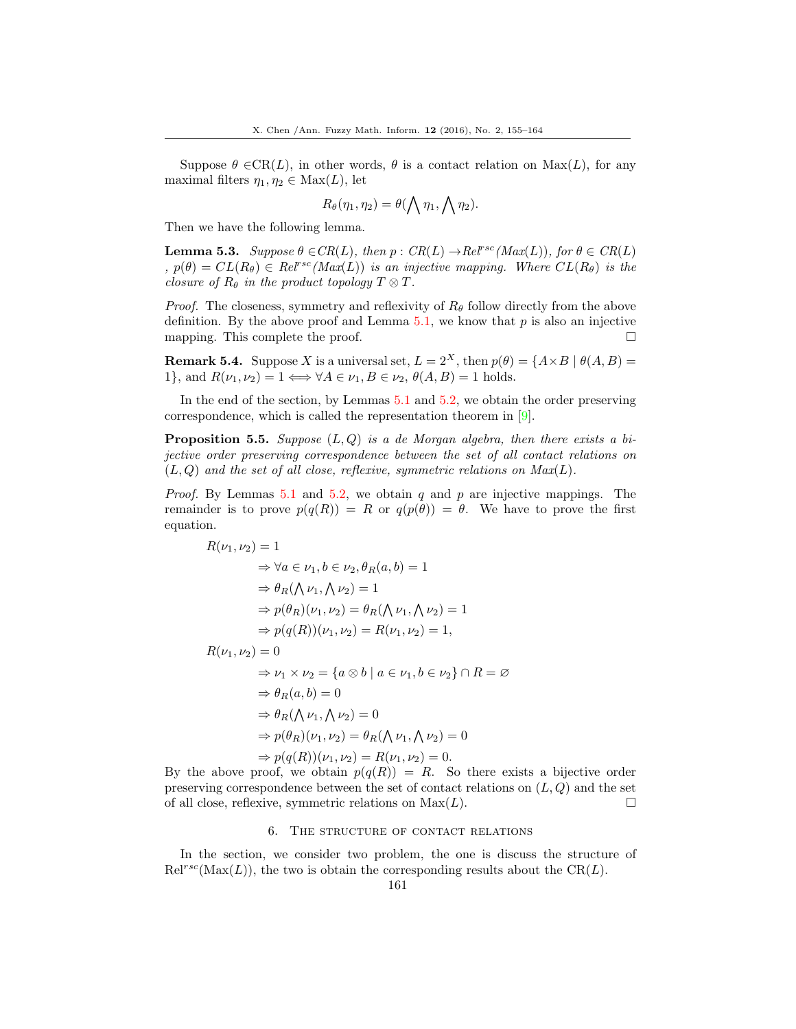Suppose $\theta \in$CR$(L)$, in other words, $\theta$ is a contact relation on Max$(L)$, for any maximal filters $\eta_1, \eta_2 \in$ Max$(L)$, let

$$R_\theta(\eta_1, \eta_2) = \theta(\bigwedge \eta_1, \bigwedge \eta_2).$$

Then we have the following lemma.

**Lemma 5.3.** *Suppose $\theta \in CR(L)$, then $p : CR(L) \to Rel^{rsc}(Max(L))$, for $\theta \in CR(L)$ , $p(\theta) = CL(R_\theta) \in Rel^{rsc}(Max(L))$ is an injective mapping. Where $CL(R_\theta)$ is the closure of $R_\theta$ in the product topology $T \otimes T$.*

*Proof.* The closeness, symmetry and reflexivity of $R_\theta$ follow directly from the above definition. By the above proof and Lemma 5.1, we know that $p$ is also an injective mapping. This complete the proof. □

**Remark 5.4.** Suppose $X$ is a universal set, $L = 2^X$, then $p(\theta) = \{A \times B \mid \theta(A, B) = 1\}$, and $R(\nu_1, \nu_2) = 1 \Longleftrightarrow \forall A \in \nu_1, B \in \nu_2,\ \theta(A, B) = 1$ holds.

In the end of the section, by Lemmas 5.1 and 5.2, we obtain the order preserving correspondence, which is called the representation theorem in [9].

**Proposition 5.5.** *Suppose $(L, Q)$ is a de Morgan algebra, then there exists a bijective order preserving correspondence between the set of all contact relations on $(L, Q)$ and the set of all close, reflexive, symmetric relations on Max$(L)$.*

*Proof.* By Lemmas 5.1 and 5.2, we obtain $q$ and $p$ are injective mappings. The remainder is to prove $p(q(R)) = R$ or $q(p(\theta)) = \theta$. We have to prove the first equation.

$$\begin{aligned}
R(\nu_1, \nu_2) = 1 & \\
&\Rightarrow \forall a \in \nu_1, b \in \nu_2, \theta_R(a, b) = 1 \\
&\Rightarrow \theta_R(\bigwedge \nu_1, \bigwedge \nu_2) = 1 \\
&\Rightarrow p(\theta_R)(\nu_1, \nu_2) = \theta_R(\bigwedge \nu_1, \bigwedge \nu_2) = 1 \\
&\Rightarrow p(q(R))(\nu_1, \nu_2) = R(\nu_1, \nu_2) = 1, \\
R(\nu_1, \nu_2) = 0 & \\
&\Rightarrow \nu_1 \times \nu_2 = \{a \otimes b \mid a \in \nu_1, b \in \nu_2\} \cap R = \varnothing \\
&\Rightarrow \theta_R(a, b) = 0 \\
&\Rightarrow \theta_R(\bigwedge \nu_1, \bigwedge \nu_2) = 0 \\
&\Rightarrow p(\theta_R)(\nu_1, \nu_2) = \theta_R(\bigwedge \nu_1, \bigwedge \nu_2) = 0 \\
&\Rightarrow p(q(R))(\nu_1, \nu_2) = R(\nu_1, \nu_2) = 0.
\end{aligned}$$

By the above proof, we obtain $p(q(R)) = R$. So there exists a bijective order preserving correspondence between the set of contact relations on $(L, Q)$ and the set of all close, reflexive, symmetric relations on Max$(L)$. □

## 6. The structure of contact relations

In the section, we consider two problem, the one is discuss the structure of Rel$^{rsc}$(Max$(L)$), the two is obtain the corresponding results about the CR$(L)$.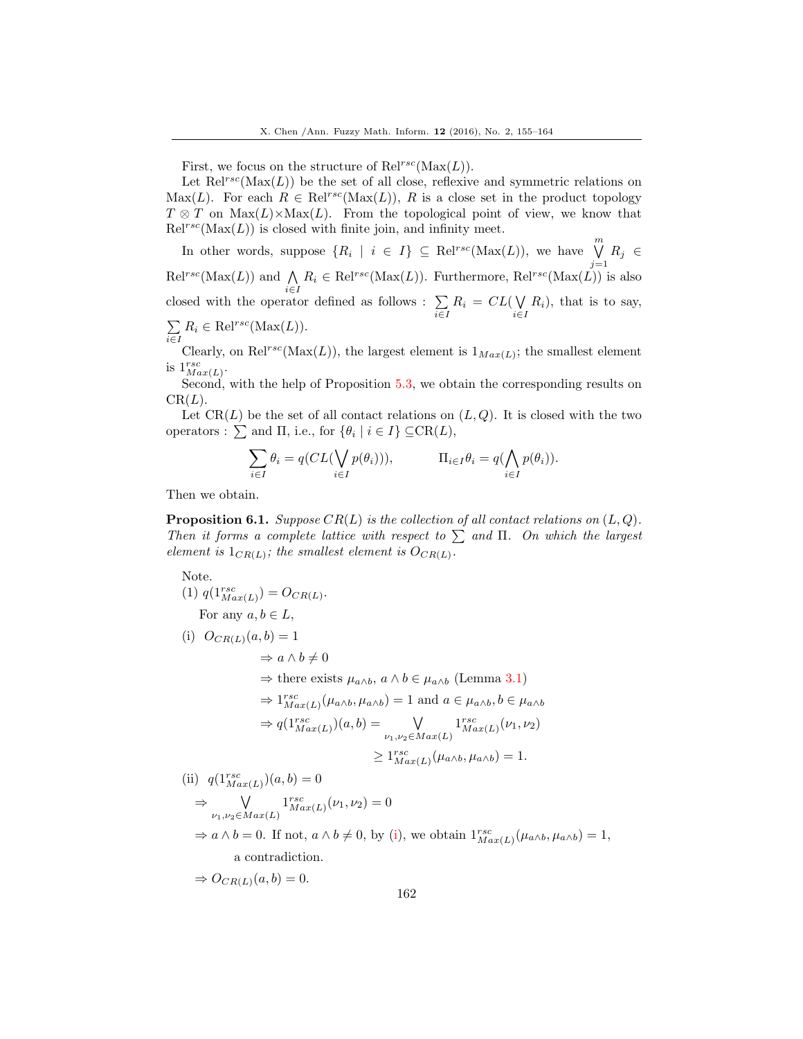First, we focus on the structure of $\text{Rel}^{rsc}(\text{Max}(L))$.

Let $\text{Rel}^{rsc}(\text{Max}(L))$ be the set of all close, reflexive and symmetric relations on $\text{Max}(L)$. For each $R \in \text{Rel}^{rsc}(\text{Max}(L))$, $R$ is a close set in the product topology $T \otimes T$ on $\text{Max}(L) \times \text{Max}(L)$. From the topological point of view, we know that $\text{Rel}^{rsc}(\text{Max}(L))$ is closed with finite join, and infinity meet.

In other words, suppose $\{R_i \mid i \in I\} \subseteq \text{Rel}^{rsc}(\text{Max}(L))$, we have $\bigvee_{j=1}^{m} R_j \in \text{Rel}^{rsc}(\text{Max}(L))$ and $\bigwedge_{i \in I} R_i \in \text{Rel}^{rsc}(\text{Max}(L))$. Furthermore, $\text{Rel}^{rsc}(\text{Max}(L))$ is also closed with the operator defined as follows : $\sum_{i \in I} R_i = CL(\bigvee_{i \in I} R_i)$, that is to say, $\sum_{i \in I} R_i \in \text{Rel}^{rsc}(\text{Max}(L))$.

Clearly, on $\text{Rel}^{rsc}(\text{Max}(L))$, the largest element is $1_{Max(L)}$; the smallest element is $1^{rsc}_{Max(L)}$.

Second, with the help of Proposition 5.3, we obtain the corresponding results on $\text{CR}(L)$.

Let $\text{CR}(L)$ be the set of all contact relations on $(L, Q)$. It is closed with the two operators : $\sum$ and $\Pi$, i.e., for $\{\theta_i \mid i \in I\} \subseteq \text{CR}(L)$,

$$\sum_{i \in I} \theta_i = q(CL(\bigvee_{i \in I} p(\theta_i))), \qquad \Pi_{i \in I} \theta_i = q(\bigwedge_{i \in I} p(\theta_i)).$$

Then we obtain.

**Proposition 6.1.** *Suppose $CR(L)$ is the collection of all contact relations on $(L, Q)$. Then it forms a complete lattice with respect to $\sum$ and $\Pi$. On which the largest element is $1_{CR(L)}$; the smallest element is $O_{CR(L)}$.*

Note.

(1) $q(1^{rsc}_{Max(L)}) = O_{CR(L)}$.

For any $a, b \in L$,

(i) $O_{CR(L)}(a, b) = 1$

$$\begin{aligned}
&\Rightarrow a \wedge b \neq 0 \\
&\Rightarrow \text{there exists } \mu_{a \wedge b},\ a \wedge b \in \mu_{a \wedge b} \text{ (Lemma 3.1)} \\
&\Rightarrow 1^{rsc}_{Max(L)}(\mu_{a \wedge b}, \mu_{a \wedge b}) = 1 \text{ and } a \in \mu_{a \wedge b}, b \in \mu_{a \wedge b} \\
&\Rightarrow q(1^{rsc}_{Max(L)})(a, b) = \bigvee_{\nu_1, \nu_2 \in Max(L)} 1^{rsc}_{Max(L)}(\nu_1, \nu_2) \\
&\qquad\qquad \geq 1^{rsc}_{Max(L)}(\mu_{a \wedge b}, \mu_{a \wedge b}) = 1.
\end{aligned}$$

(ii) $q(1^{rsc}_{Max(L)})(a, b) = 0$

$\Rightarrow \bigvee_{\nu_1, \nu_2 \in Max(L)} 1^{rsc}_{Max(L)}(\nu_1, \nu_2) = 0$

$\Rightarrow a \wedge b = 0$. If not, $a \wedge b \neq 0$, by (i), we obtain $1^{rsc}_{Max(L)}(\mu_{a \wedge b}, \mu_{a \wedge b}) = 1$, a contradiction.

$\Rightarrow O_{CR(L)}(a, b) = 0$.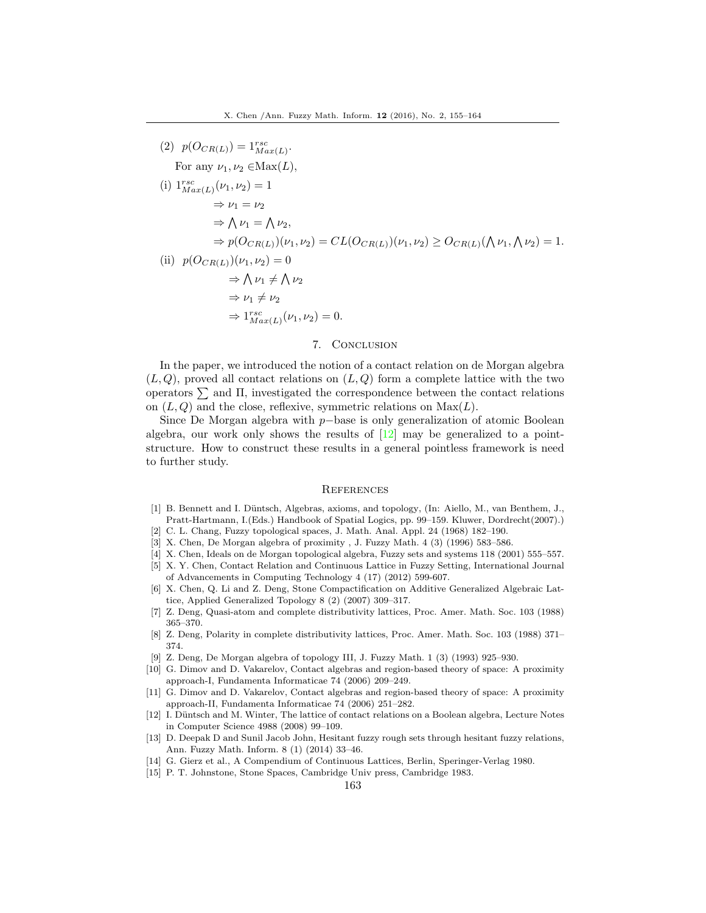(2) $p(O_{CR(L)}) = 1^{rsc}_{Max(L)}$.

For any $\nu_1, \nu_2 \in$Max$(L)$,

(i) $1^{rsc}_{Max(L)}(\nu_1, \nu_2) = 1$

$$\Rightarrow \nu_1 = \nu_2$$

$$\Rightarrow \bigwedge \nu_1 = \bigwedge \nu_2,$$

$$\Rightarrow p(O_{CR(L)})(\nu_1, \nu_2) = CL(O_{CR(L)})(\nu_1, \nu_2) \geq O_{CR(L)}(\bigwedge \nu_1, \bigwedge \nu_2) = 1.$$

(ii) $p(O_{CR(L)})(\nu_1, \nu_2) = 0$

$$\Rightarrow \bigwedge \nu_1 \neq \bigwedge \nu_2$$

$$\Rightarrow \nu_1 \neq \nu_2$$

$$\Rightarrow 1^{rsc}_{Max(L)}(\nu_1, \nu_2) = 0.$$

## 7. Conclusion

In the paper, we introduced the notion of a contact relation on de Morgan algebra $(L, Q)$, proved all contact relations on $(L, Q)$ form a complete lattice with the two operators $\sum$ and $\Pi$, investigated the correspondence between the contact relations on $(L, Q)$ and the close, reflexive, symmetric relations on Max$(L)$.

Since De Morgan algebra with $p-$base is only generalization of atomic Boolean algebra, our work only shows the results of [12] may be generalized to a point-structure. How to construct these results in a general pointless framework is need to further study.

## References

[1] B. Bennett and I. Düntsch, Algebras, axioms, and topology, (In: Aiello, M., van Benthem, J., Pratt-Hartmann, I.(Eds.) Handbook of Spatial Logics, pp. 99–159. Kluwer, Dordrecht(2007).)

[2] C. L. Chang, Fuzzy topological spaces, J. Math. Anal. Appl. 24 (1968) 182–190.

[3] X. Chen, De Morgan algebra of proximity , J. Fuzzy Math. 4 (3) (1996) 583–586.

[4] X. Chen, Ideals on de Morgan topological algebra, Fuzzy sets and systems 118 (2001) 555–557.

[5] X. Y. Chen, Contact Relation and Continuous Lattice in Fuzzy Setting, International Journal of Advancements in Computing Technology 4 (17) (2012) 599-607.

[6] X. Chen, Q. Li and Z. Deng, Stone Compactification on Additive Generalized Algebraic Lattice, Applied Generalized Topology 8 (2) (2007) 309–317.

[7] Z. Deng, Quasi-atom and complete distributivity lattices, Proc. Amer. Math. Soc. 103 (1988) 365–370.

[8] Z. Deng, Polarity in complete distributivity lattices, Proc. Amer. Math. Soc. 103 (1988) 371–374.

[9] Z. Deng, De Morgan algebra of topology III, J. Fuzzy Math. 1 (3) (1993) 925–930.

[10] G. Dimov and D. Vakarelov, Contact algebras and region-based theory of space: A proximity approach-I, Fundamenta Informaticae 74 (2006) 209–249.

[11] G. Dimov and D. Vakarelov, Contact algebras and region-based theory of space: A proximity approach-II, Fundamenta Informaticae 74 (2006) 251–282.

[12] I. Düntsch and M. Winter, The lattice of contact relations on a Boolean algebra, Lecture Notes in Computer Science 4988 (2008) 99–109.

[13] D. Deepak D and Sunil Jacob John, Hesitant fuzzy rough sets through hesitant fuzzy relations, Ann. Fuzzy Math. Inform. 8 (1) (2014) 33–46.

[14] G. Gierz et al., A Compendium of Continuous Lattices, Berlin, Speringer-Verlag 1980.

[15] P. T. Johnstone, Stone Spaces, Cambridge Univ press, Cambridge 1983.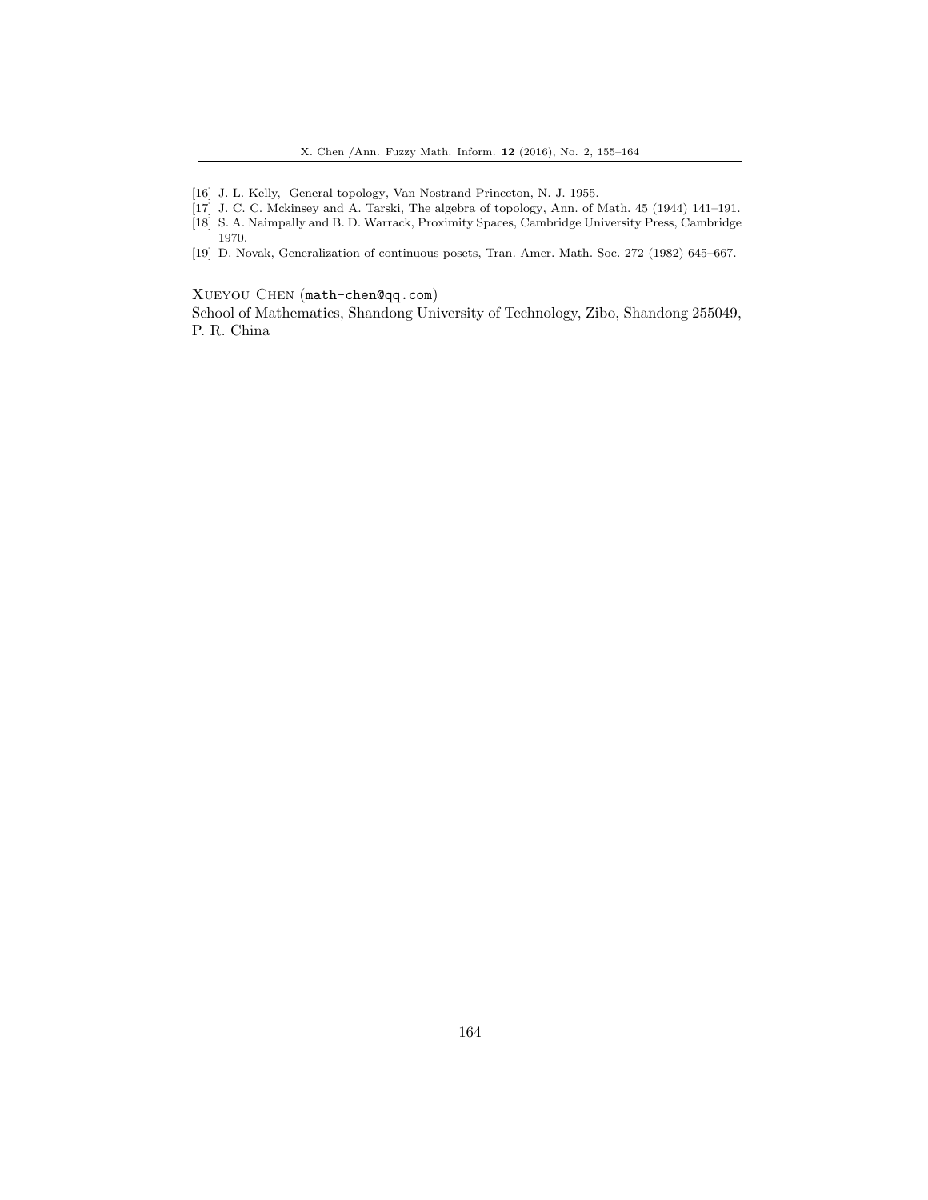[16] J. L. Kelly, General topology, Van Nostrand Princeton, N. J. 1955.

[17] J. C. C. Mckinsey and A. Tarski, The algebra of topology, Ann. of Math. 45 (1944) 141–191.

[18] S. A. Naimpally and B. D. Warrack, Proximity Spaces, Cambridge University Press, Cambridge 1970.

[19] D. Novak, Generalization of continuous posets, Tran. Amer. Math. Soc. 272 (1982) 645–667.

Xueyou Chen (math-chen@qq.com)
School of Mathematics, Shandong University of Technology, Zibo, Shandong 255049, P. R. China